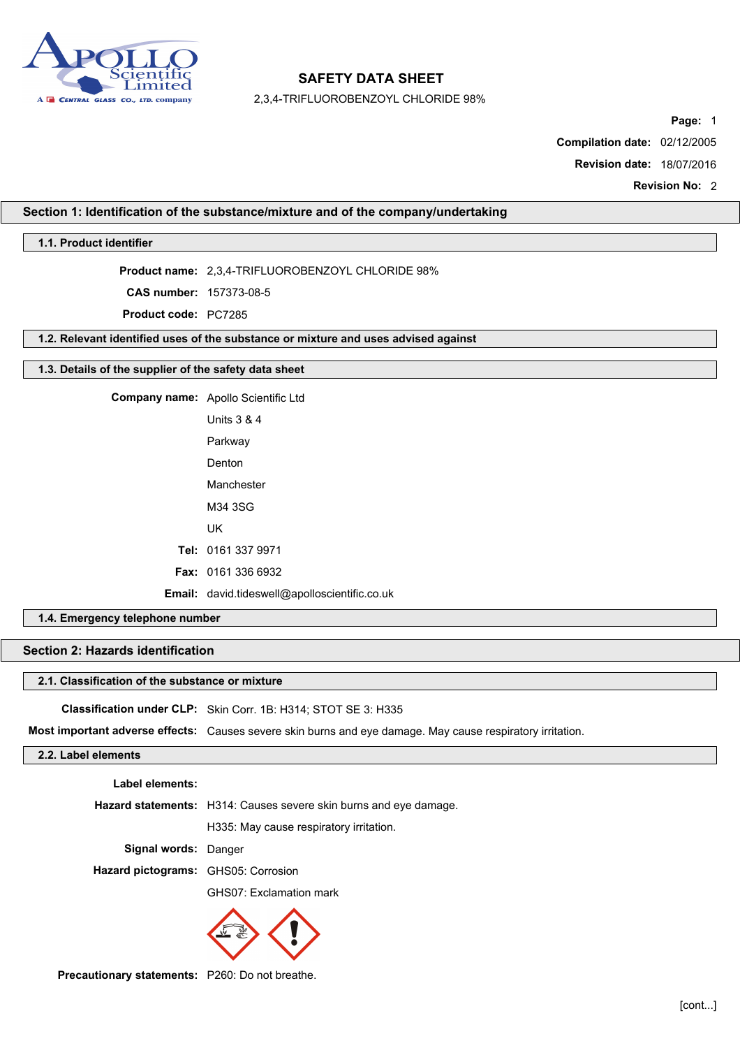# SAFETY DATA SHEET

2,3,4-TRIFLUOROBENZOYL CHLORIDE 98%

**Page:** 1

**Compilation date:** 02/12/2005

**Revision date:** 18/07/2016

**Revision No:** 2

## Section 1: Identification of the substance/mixture and of the company/undertaking

### 1.1. Product identifier

**Product name:** 2,3,4-TRIFLUOROBENZOYL CHLORIDE 98%

**CAS number:** 157373-08-5

**Product code:** PC7285

### 1.2. Relevant identified uses of the substance or mixture and uses advised against

### 1.3. Details of the supplier of the safety data sheet

**Company name:** Apollo Scientific Ltd

Units 3 & 4

Parkway

Denton

Manchester

M34 3SG

UK

**Tel:** 0161 337 9971

**Fax:** 0161 336 6932

**Email:** david.tideswell@apolloscientific.co.uk

### 1.4. Emergency telephone number

## Section 2: Hazards identification

### 2.1. Classification of the substance or mixture

**Classification under CLP:** Skin Corr. 1B: H314; STOT SE 3: H335

**Most important adverse effects:** Causes severe skin burns and eye damage. May cause respiratory irritation.

### 2.2. Label elements

**Label elements:**

**Hazard statements:** H314: Causes severe skin burns and eye damage.

H335: May cause respiratory irritation.

**Signal words:** Danger

**Hazard pictograms:** GHS05: Corrosion

GHS07: Exclamation mark

**Precautionary statements:** P260: Do not breathe.

[cont...]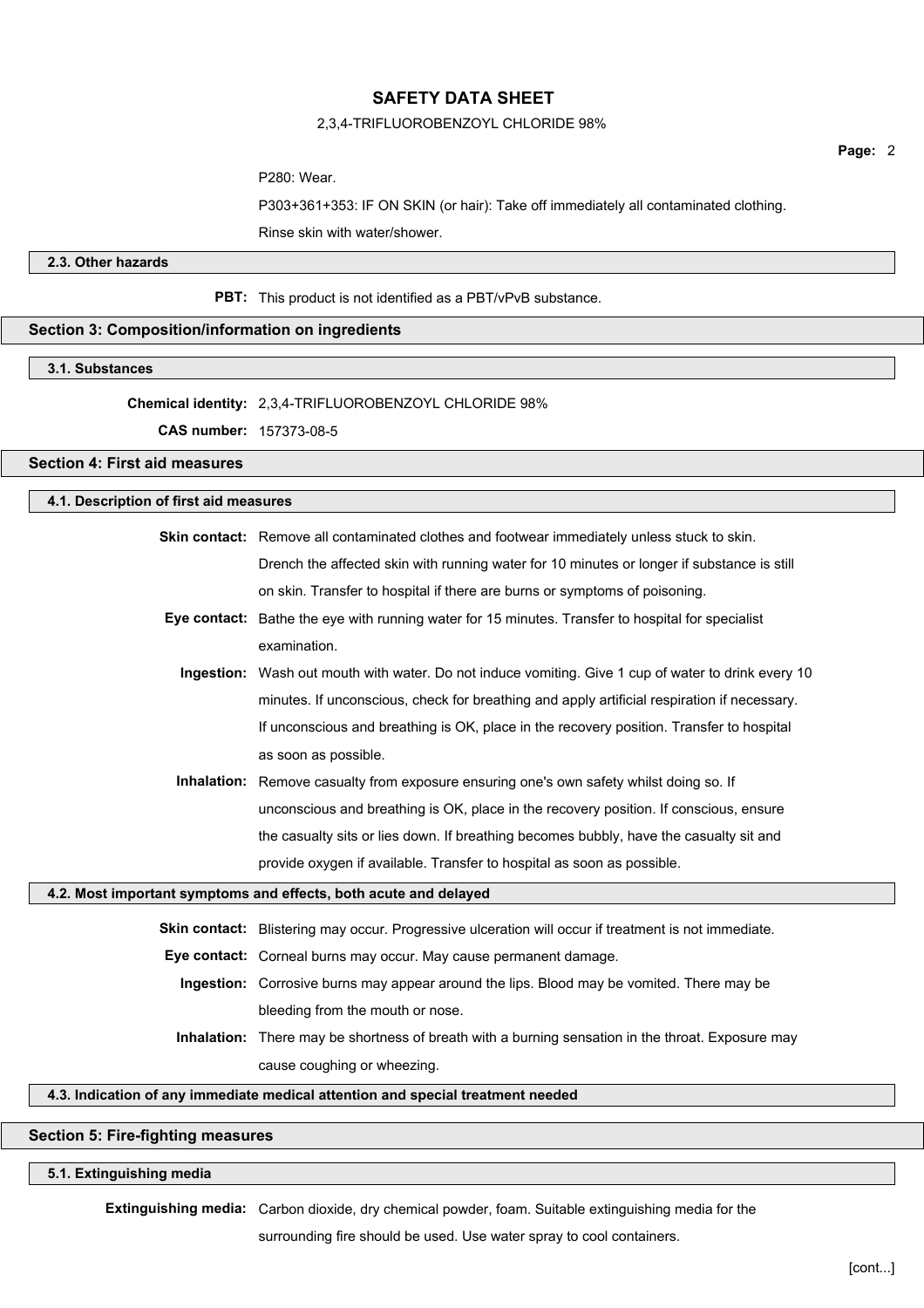P280: Wear.

P303+361+353: IF ON SKIN (or hair): Take off immediately all contaminated clothing. Rinse skin with water/shower.

### 2.3. Other hazards

**PBT:** This product is not identified as a PBT/vPvB substance.

## Section 3: Composition/information on ingredients

### 3.1. Substances

**Chemical identity:** 2,3,4-TRIFLUOROBENZOYL CHLORIDE 98%

**CAS number:** 157373-08-5

## Section 4: First aid measures

### 4.1. Description of first aid measures

**Skin contact:** Remove all contaminated clothes and footwear immediately unless stuck to skin. Drench the affected skin with running water for 10 minutes or longer if substance is still on skin. Transfer to hospital if there are burns or symptoms of poisoning.

**Eye contact:** Bathe the eye with running water for 15 minutes. Transfer to hospital for specialist examination.

**Ingestion:** Wash out mouth with water. Do not induce vomiting. Give 1 cup of water to drink every 10 minutes. If unconscious, check for breathing and apply artificial respiration if necessary. If unconscious and breathing is OK, place in the recovery position. Transfer to hospital as soon as possible.

**Inhalation:** Remove casualty from exposure ensuring one's own safety whilst doing so. If unconscious and breathing is OK, place in the recovery position. If conscious, ensure the casualty sits or lies down. If breathing becomes bubbly, have the casualty sit and provide oxygen if available. Transfer to hospital as soon as possible.

### 4.2. Most important symptoms and effects, both acute and delayed

**Skin contact:** Blistering may occur. Progressive ulceration will occur if treatment is not immediate.

**Eye contact:** Corneal burns may occur. May cause permanent damage.

**Ingestion:** Corrosive burns may appear around the lips. Blood may be vomited. There may be bleeding from the mouth or nose.

**Inhalation:** There may be shortness of breath with a burning sensation in the throat. Exposure may cause coughing or wheezing.

### 4.3. Indication of any immediate medical attention and special treatment needed

## Section 5: Fire-fighting measures

### 5.1. Extinguishing media

**Extinguishing media:** Carbon dioxide, dry chemical powder, foam. Suitable extinguishing media for the surrounding fire should be used. Use water spray to cool containers.

[cont...]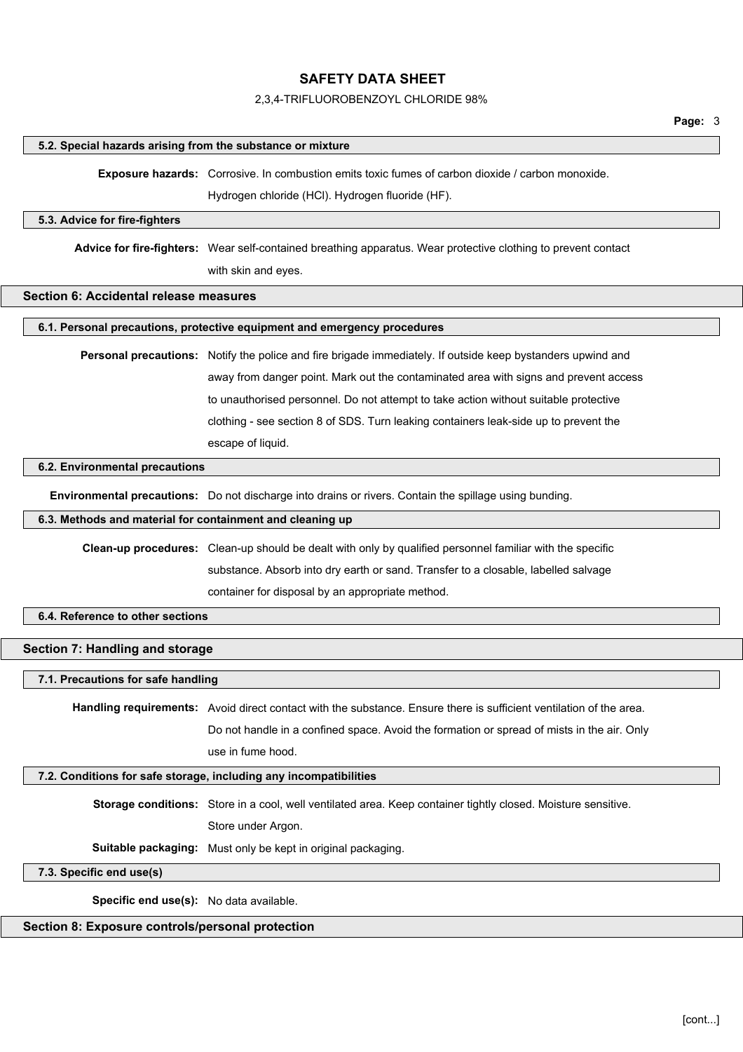### 5.2. Special hazards arising from the substance or mixture

**Exposure hazards:** Corrosive. In combustion emits toxic fumes of carbon dioxide / carbon monoxide. Hydrogen chloride (HCl). Hydrogen fluoride (HF).

### 5.3. Advice for fire-fighters

**Advice for fire-fighters:** Wear self-contained breathing apparatus. Wear protective clothing to prevent contact with skin and eyes.

## Section 6: Accidental release measures

### 6.1. Personal precautions, protective equipment and emergency procedures

**Personal precautions:** Notify the police and fire brigade immediately. If outside keep bystanders upwind and away from danger point. Mark out the contaminated area with signs and prevent access to unauthorised personnel. Do not attempt to take action without suitable protective clothing - see section 8 of SDS. Turn leaking containers leak-side up to prevent the escape of liquid.

### 6.2. Environmental precautions

**Environmental precautions:** Do not discharge into drains or rivers. Contain the spillage using bunding.

### 6.3. Methods and material for containment and cleaning up

**Clean-up procedures:** Clean-up should be dealt with only by qualified personnel familiar with the specific substance. Absorb into dry earth or sand. Transfer to a closable, labelled salvage container for disposal by an appropriate method.

### 6.4. Reference to other sections

## Section 7: Handling and storage

### 7.1. Precautions for safe handling

**Handling requirements:** Avoid direct contact with the substance. Ensure there is sufficient ventilation of the area. Do not handle in a confined space. Avoid the formation or spread of mists in the air. Only use in fume hood.

### 7.2. Conditions for safe storage, including any incompatibilities

**Storage conditions:** Store in a cool, well ventilated area. Keep container tightly closed. Moisture sensitive. Store under Argon.

**Suitable packaging:** Must only be kept in original packaging.

### 7.3. Specific end use(s)

**Specific end use(s):** No data available.

## Section 8: Exposure controls/personal protection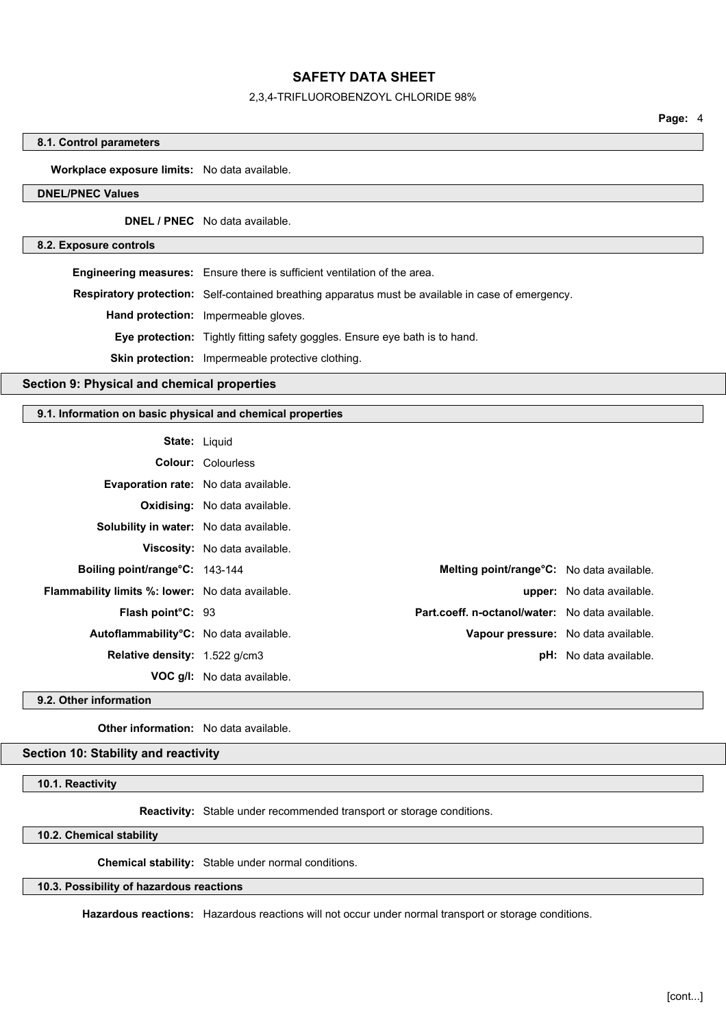### 8.1. Control parameters

**Workplace exposure limits:** No data available.

### DNEL/PNEC Values

**DNEL / PNEC** No data available.

### 8.2. Exposure controls

**Engineering measures:** Ensure there is sufficient ventilation of the area.

**Respiratory protection:** Self-contained breathing apparatus must be available in case of emergency.

**Hand protection:** Impermeable gloves.

**Eye protection:** Tightly fitting safety goggles. Ensure eye bath is to hand.

**Skin protection:** Impermeable protective clothing.

## Section 9: Physical and chemical properties

### 9.1. Information on basic physical and chemical properties

**State:** Liquid

**Colour:** Colourless

**Evaporation rate:** No data available.

**Oxidising:** No data available.

**Solubility in water:** No data available.

**Viscosity:** No data available.

**Boiling point/range°C:** 143-144

**Melting point/range°C:** No data available.

**Flammability limits %: lower:** No data available.

**upper:** No data available.

**Flash point°C:** 93

**Part.coeff. n-octanol/water:** No data available.

**Autoflammability°C:** No data available.

**Vapour pressure:** No data available.

**Relative density:** 1.522 g/cm3

**pH:** No data available.

**VOC g/l:** No data available.

### 9.2. Other information

**Other information:** No data available.

## Section 10: Stability and reactivity

### 10.1. Reactivity

**Reactivity:** Stable under recommended transport or storage conditions.

### 10.2. Chemical stability

**Chemical stability:** Stable under normal conditions.

### 10.3. Possibility of hazardous reactions

**Hazardous reactions:** Hazardous reactions will not occur under normal transport or storage conditions.

[cont...]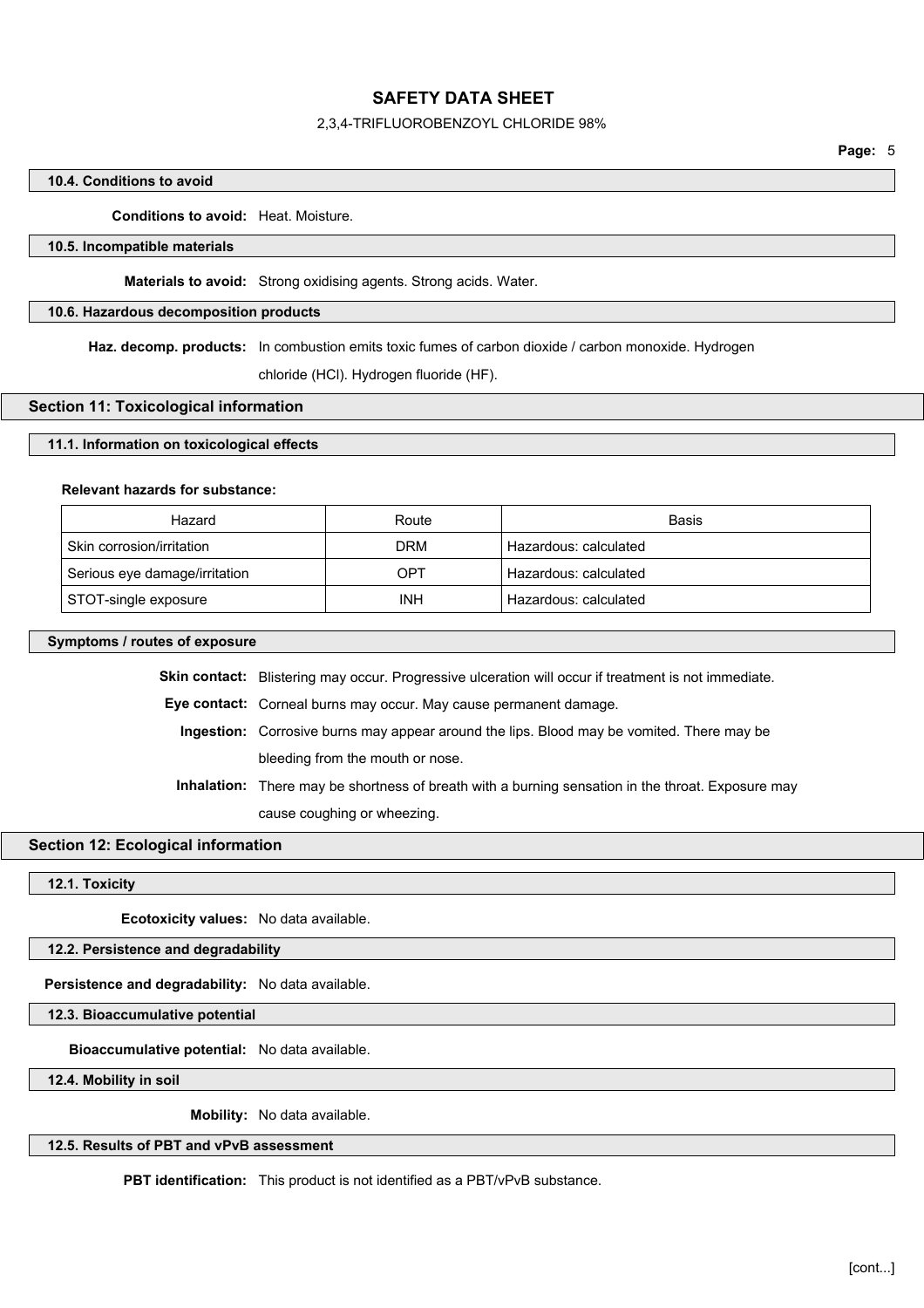#### 10.4. Conditions to avoid

**Conditions to avoid:** Heat. Moisture.

#### 10.5. Incompatible materials

**Materials to avoid:** Strong oxidising agents. Strong acids. Water.

#### 10.6. Hazardous decomposition products

**Haz. decomp. products:** In combustion emits toxic fumes of carbon dioxide / carbon monoxide. Hydrogen chloride (HCl). Hydrogen fluoride (HF).

### Section 11: Toxicological information

#### 11.1. Information on toxicological effects

**Relevant hazards for substance:**

| Hazard | Route | Basis |
|---|---|---|
| Skin corrosion/irritation | DRM | Hazardous: calculated |
| Serious eye damage/irritation | OPT | Hazardous: calculated |
| STOT-single exposure | INH | Hazardous: calculated |

#### Symptoms / routes of exposure

**Skin contact:** Blistering may occur. Progressive ulceration will occur if treatment is not immediate.

**Eye contact:** Corneal burns may occur. May cause permanent damage.

**Ingestion:** Corrosive burns may appear around the lips. Blood may be vomited. There may be bleeding from the mouth or nose.

**Inhalation:** There may be shortness of breath with a burning sensation in the throat. Exposure may cause coughing or wheezing.

### Section 12: Ecological information

#### 12.1. Toxicity

**Ecotoxicity values:** No data available.

#### 12.2. Persistence and degradability

**Persistence and degradability:** No data available.

#### 12.3. Bioaccumulative potential

**Bioaccumulative potential:** No data available.

#### 12.4. Mobility in soil

**Mobility:** No data available.

#### 12.5. Results of PBT and vPvB assessment

**PBT identification:** This product is not identified as a PBT/vPvB substance.

[cont...]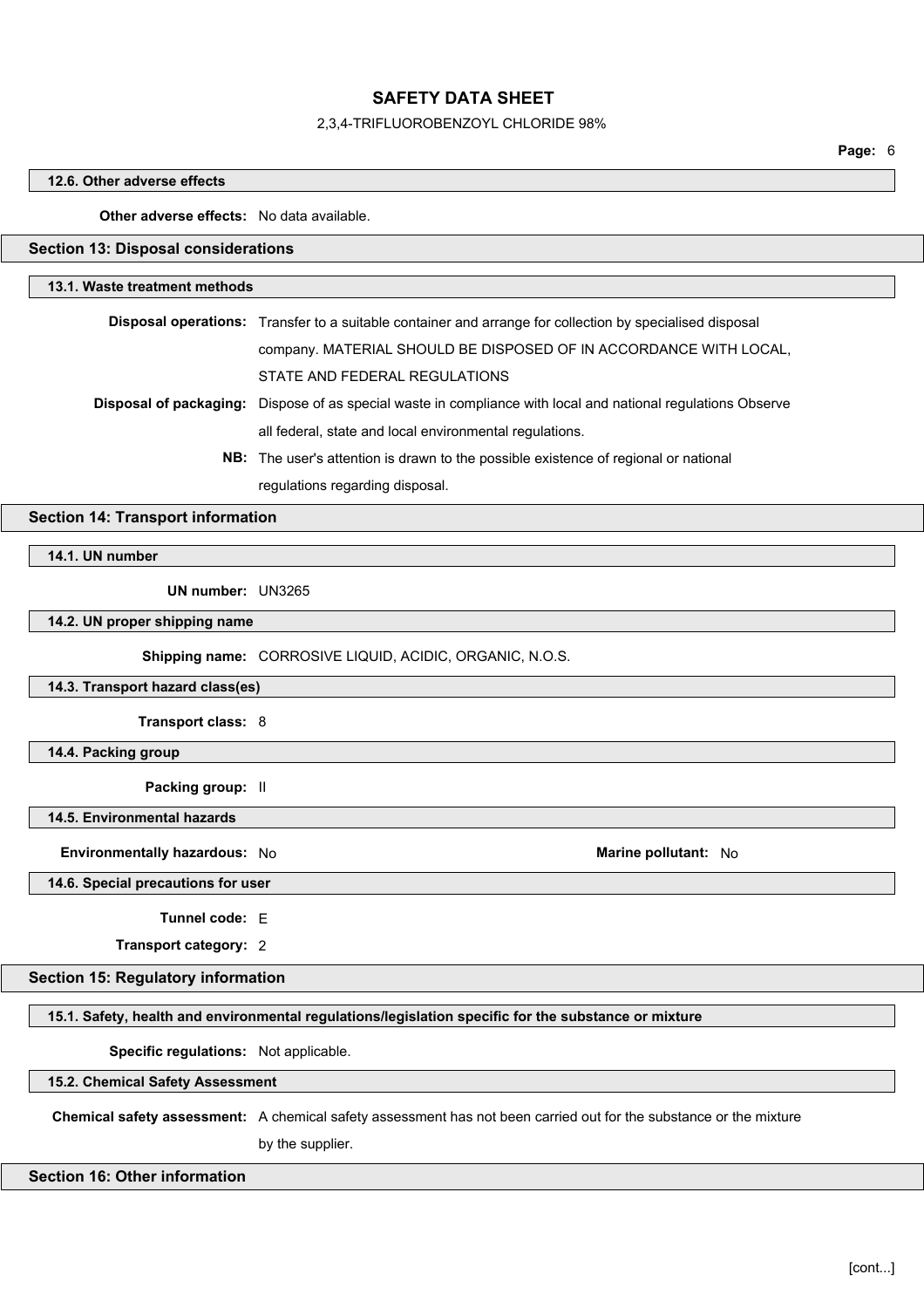### 12.6. Other adverse effects

**Other adverse effects:** No data available.

## Section 13: Disposal considerations

### 13.1. Waste treatment methods

**Disposal operations:** Transfer to a suitable container and arrange for collection by specialised disposal company. MATERIAL SHOULD BE DISPOSED OF IN ACCORDANCE WITH LOCAL, STATE AND FEDERAL REGULATIONS

**Disposal of packaging:** Dispose of as special waste in compliance with local and national regulations Observe all federal, state and local environmental regulations.

**NB:** The user's attention is drawn to the possible existence of regional or national regulations regarding disposal.

## Section 14: Transport information

### 14.1. UN number

**UN number:** UN3265

### 14.2. UN proper shipping name

**Shipping name:** CORROSIVE LIQUID, ACIDIC, ORGANIC, N.O.S.

### 14.3. Transport hazard class(es)

**Transport class:** 8

### 14.4. Packing group

**Packing group:** II

### 14.5. Environmental hazards

**Environmentally hazardous:** No

**Marine pollutant:** No

### 14.6. Special precautions for user

**Tunnel code:** E

**Transport category:** 2

## Section 15: Regulatory information

### 15.1. Safety, health and environmental regulations/legislation specific for the substance or mixture

**Specific regulations:** Not applicable.

### 15.2. Chemical Safety Assessment

**Chemical safety assessment:** A chemical safety assessment has not been carried out for the substance or the mixture by the supplier.

## Section 16: Other information

[cont...]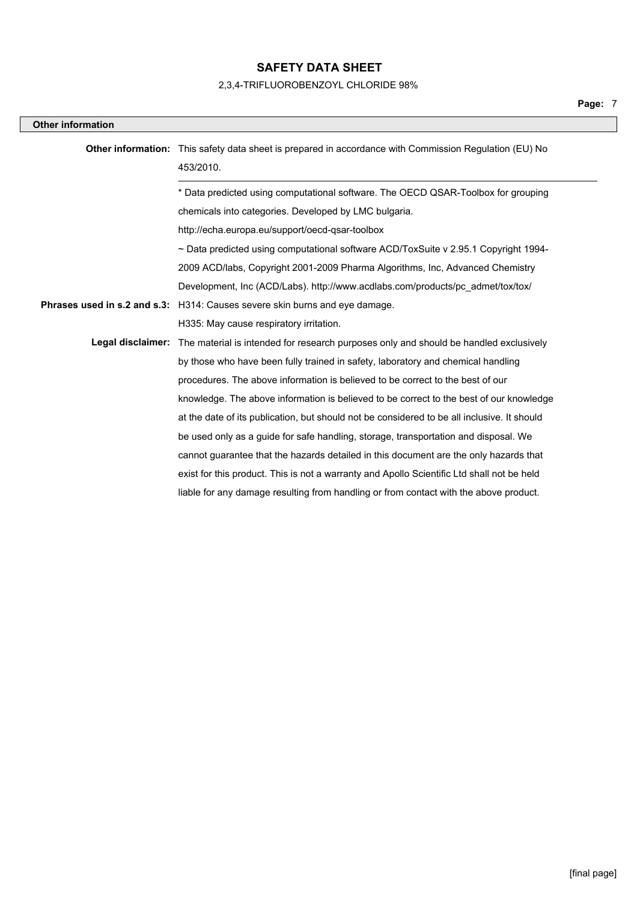## Other information

**Other information:** This safety data sheet is prepared in accordance with Commission Regulation (EU) No 453/2010.

---

* Data predicted using computational software. The OECD QSAR-Toolbox for grouping chemicals into categories. Developed by LMC bulgaria. http://echa.europa.eu/support/oecd-qsar-toolbox

~ Data predicted using computational software ACD/ToxSuite v 2.95.1 Copyright 1994-2009 ACD/labs, Copyright 2001-2009 Pharma Algorithms, Inc, Advanced Chemistry Development, Inc (ACD/Labs). http://www.acdlabs.com/products/pc_admet/tox/tox/

**Phrases used in s.2 and s.3:** H314: Causes severe skin burns and eye damage.

H335: May cause respiratory irritation.

**Legal disclaimer:** The material is intended for research purposes only and should be handled exclusively by those who have been fully trained in safety, laboratory and chemical handling procedures. The above information is believed to be correct to the best of our knowledge. The above information is believed to be correct to the best of our knowledge at the date of its publication, but should not be considered to be all inclusive. It should be used only as a guide for safe handling, storage, transportation and disposal. We cannot guarantee that the hazards detailed in this document are the only hazards that exist for this product. This is not a warranty and Apollo Scientific Ltd shall not be held liable for any damage resulting from handling or from contact with the above product.

[final page]